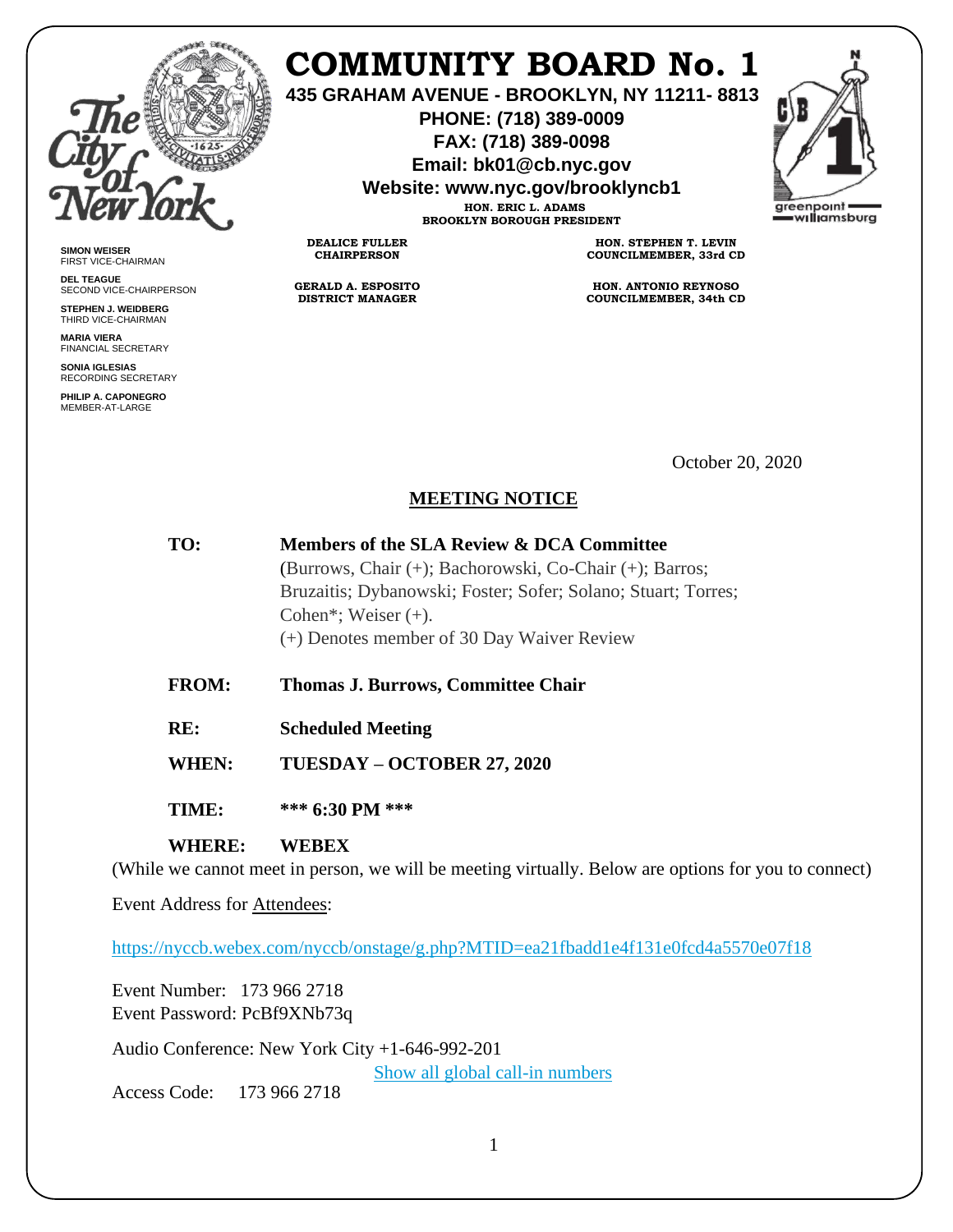# COMMUNITY BOARD No. 1

**435 GRAHAM AVENUE - BROOKLYN, NY 11211- 8813**
**PHONE: (718) 389-0009**
**FAX: (718) 389-0098**
**Email: bk01@cb.nyc.gov**
**Website: www.nyc.gov/brooklyncb1**

**HON. ERIC L. ADAMS**
**BROOKLYN BOROUGH PRESIDENT**

**DEALICE FULLER**
**CHAIRPERSON**

**GERALD A. ESPOSITO**
**DISTRICT MANAGER**

**HON. STEPHEN T. LEVIN**
**COUNCILMEMBER, 33rd CD**

**HON. ANTONIO REYNOSO**
**COUNCILMEMBER, 34th CD**

**SIMON WEISER**
FIRST VICE-CHAIRMAN

**DEL TEAGUE**
SECOND VICE-CHAIRPERSON

**STEPHEN J. WEIDBERG**
THIRD VICE-CHAIRMAN

**MARIA VIERA**
FINANCIAL SECRETARY

**SONIA IGLESIAS**
RECORDING SECRETARY

**PHILIP A. CAPONEGRO**
MEMBER-AT-LARGE

October 20, 2020

## MEETING NOTICE

**TO:** **Members of the SLA Review & DCA Committee**
(Burrows, Chair (+); Bachorowski, Co-Chair (+); Barros; Bruzaitis; Dybanowski; Foster; Sofer; Solano; Stuart; Torres; Cohen*; Weiser (+).
(+) Denotes member of 30 Day Waiver Review

**FROM:** **Thomas J. Burrows, Committee Chair**

**RE:** **Scheduled Meeting**

**WHEN:** **TUESDAY – OCTOBER 27, 2020**

**TIME:** **\*\*\* 6:30 PM \*\*\***

**WHERE:** **WEBEX**

(While we cannot meet in person, we will be meeting virtually. Below are options for you to connect)

Event Address for Attendees:

https://nyccb.webex.com/nyccb/onstage/g.php?MTID=ea21fbadd1e4f131e0fcd4a5570e07f18

Event Number: 173 966 2718
Event Password: PcBf9XNb73q

Audio Conference: New York City +1-646-992-201
Show all global call-in numbers
Access Code: 173 966 2718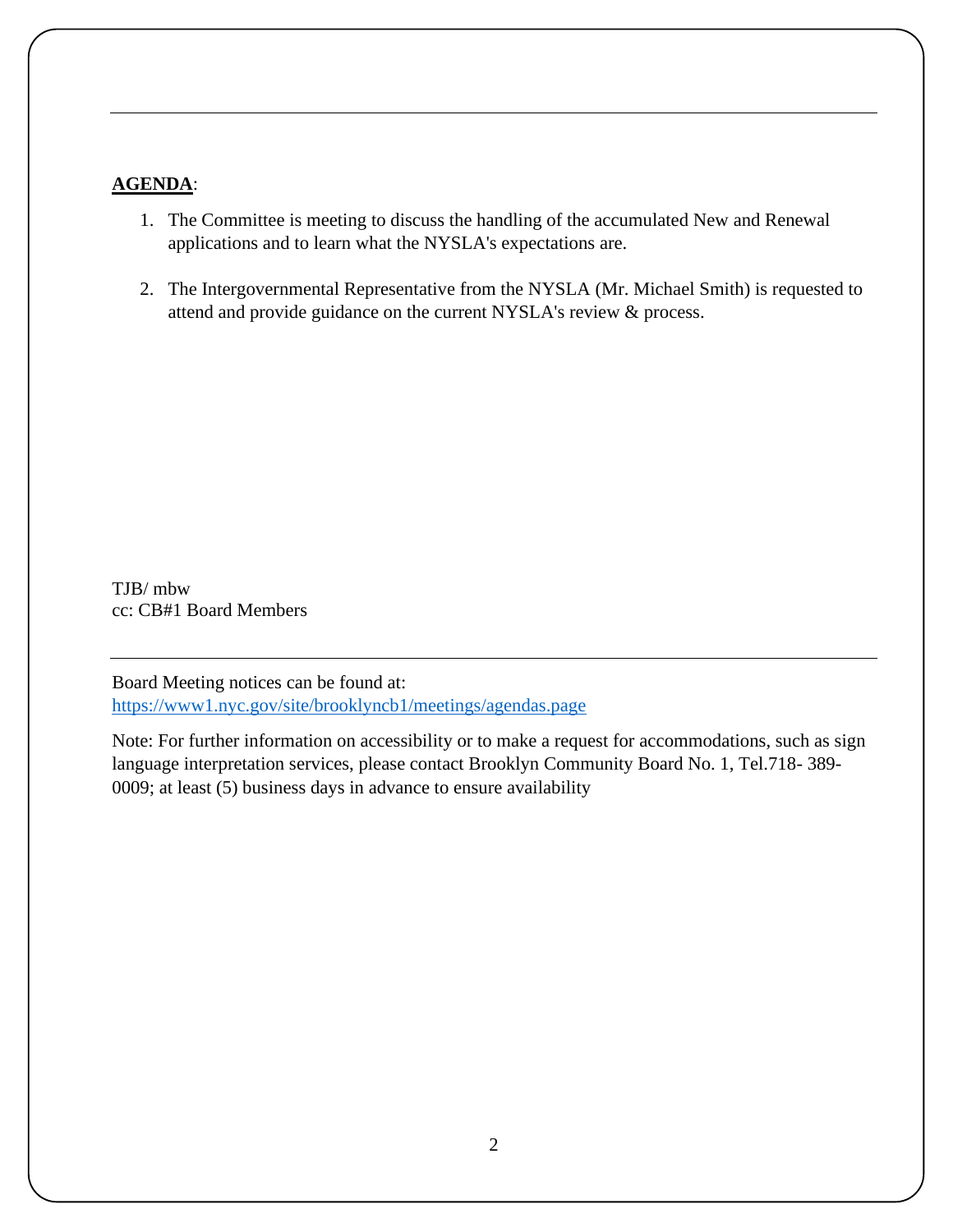**AGENDA**:

1. The Committee is meeting to discuss the handling of the accumulated New and Renewal applications and to learn what the NYSLA's expectations are.

2. The Intergovernmental Representative from the NYSLA (Mr. Michael Smith) is requested to attend and provide guidance on the current NYSLA's review & process.

TJB/ mbw
cc: CB#1 Board Members

---

Board Meeting notices can be found at:
https://www1.nyc.gov/site/brooklyncb1/meetings/agendas.page

Note: For further information on accessibility or to make a request for accommodations, such as sign language interpretation services, please contact Brooklyn Community Board No. 1, Tel.718- 389-0009; at least (5) business days in advance to ensure availability